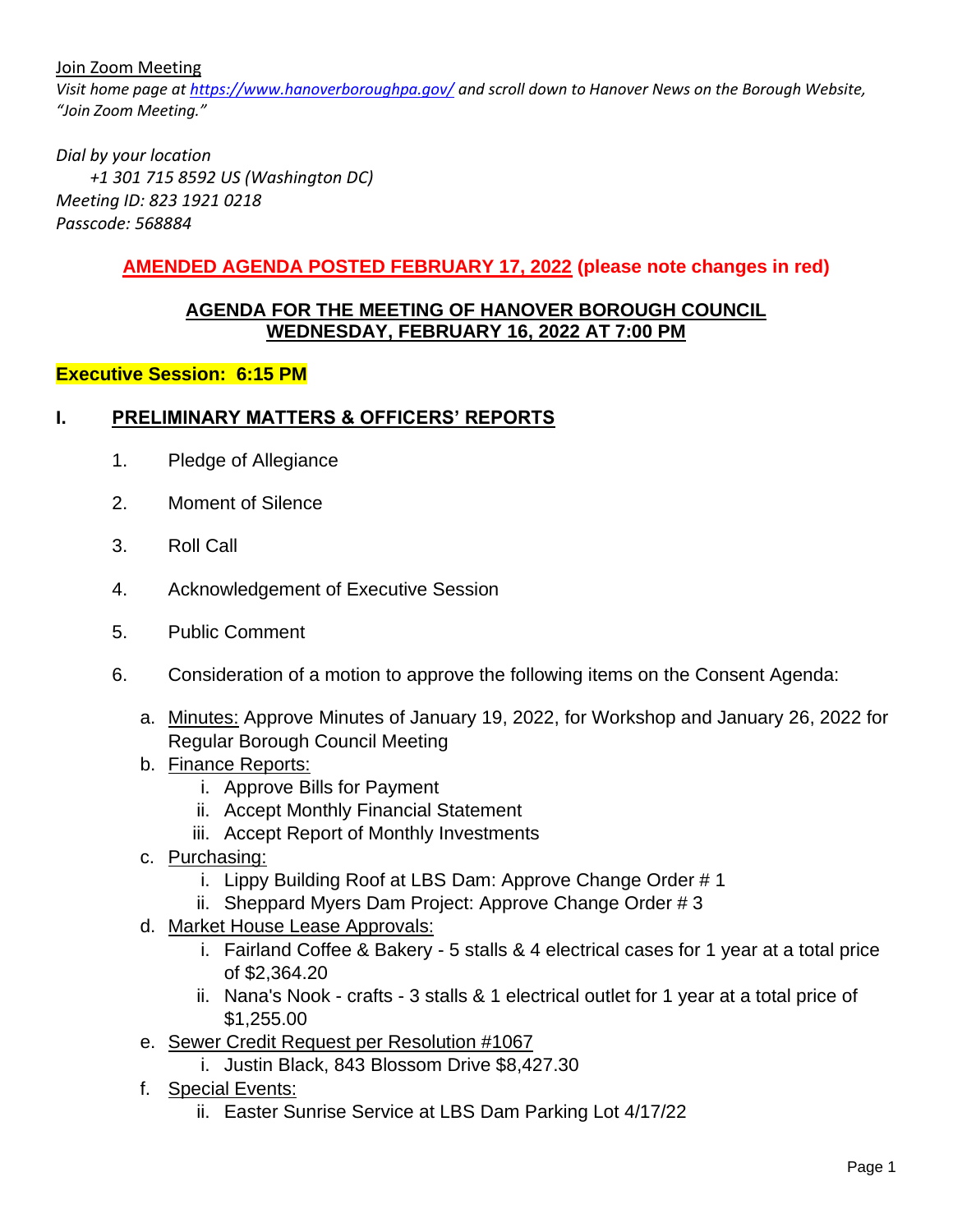Join Zoom Meeting

*Visit home page at [https://www.hanoverboroughpa.gov/](https://www.hanoverboroughpa.gov/) and scroll down to Hanover News on the Borough Website, "Join Zoom Meeting."*

*Dial by your location*
*+1 301 715 8592 US (Washington DC)*
*Meeting ID: 823 1921 0218*
*Passcode: 568884*

**AMENDED AGENDA POSTED FEBRUARY 17, 2022 (please note changes in red)**

## AGENDA FOR THE MEETING OF HANOVER BOROUGH COUNCIL
## WEDNESDAY, FEBRUARY 16, 2022 AT 7:00 PM

**Executive Session: 6:15 PM**

## I. PRELIMINARY MATTERS & OFFICERS' REPORTS

1. Pledge of Allegiance
2. Moment of Silence
3. Roll Call
4. Acknowledgement of Executive Session
5. Public Comment
6. Consideration of a motion to approve the following items on the Consent Agenda:
   a. Minutes: Approve Minutes of January 19, 2022, for Workshop and January 26, 2022 for Regular Borough Council Meeting
   b. Finance Reports:
      i. Approve Bills for Payment
      ii. Accept Monthly Financial Statement
      iii. Accept Report of Monthly Investments
   c. Purchasing:
      i. Lippy Building Roof at LBS Dam: Approve Change Order # 1
      ii. Sheppard Myers Dam Project: Approve Change Order # 3
   d. Market House Lease Approvals:
      i. Fairland Coffee & Bakery - 5 stalls & 4 electrical cases for 1 year at a total price of $2,364.20
      ii. Nana's Nook - crafts - 3 stalls & 1 electrical outlet for 1 year at a total price of $1,255.00
   e. Sewer Credit Request per Resolution #1067
      i. Justin Black, 843 Blossom Drive $8,427.30
   f. Special Events:
      ii. Easter Sunrise Service at LBS Dam Parking Lot 4/17/22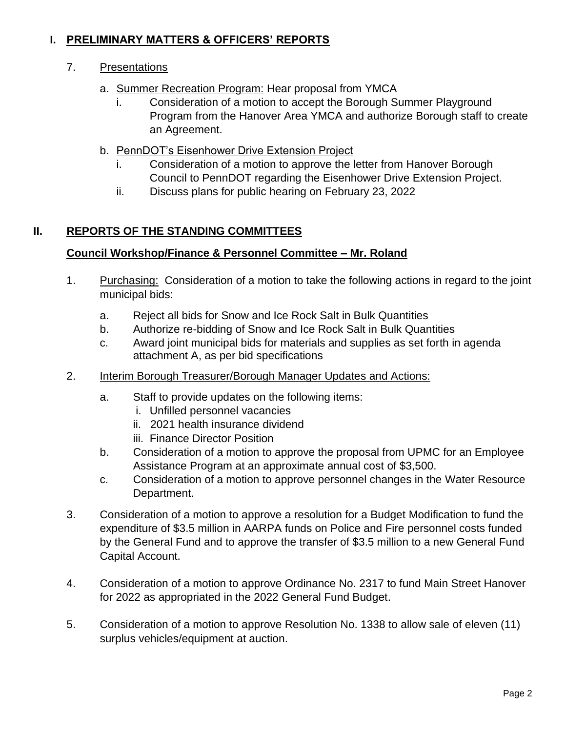## I. PRELIMINARY MATTERS & OFFICERS' REPORTS

7. Presentations

   a. Summer Recreation Program: Hear proposal from YMCA
      i. Consideration of a motion to accept the Borough Summer Playground Program from the Hanover Area YMCA and authorize Borough staff to create an Agreement.

   b. PennDOT's Eisenhower Drive Extension Project
      i. Consideration of a motion to approve the letter from Hanover Borough Council to PennDOT regarding the Eisenhower Drive Extension Project.
      ii. Discuss plans for public hearing on February 23, 2022

## II. REPORTS OF THE STANDING COMMITTEES

### Council Workshop/Finance & Personnel Committee – Mr. Roland

1. Purchasing: Consideration of a motion to take the following actions in regard to the joint municipal bids:

   a. Reject all bids for Snow and Ice Rock Salt in Bulk Quantities
   b. Authorize re-bidding of Snow and Ice Rock Salt in Bulk Quantities
   c. Award joint municipal bids for materials and supplies as set forth in agenda attachment A, as per bid specifications

2. Interim Borough Treasurer/Borough Manager Updates and Actions:

   a. Staff to provide updates on the following items:
      i. Unfilled personnel vacancies
      ii. 2021 health insurance dividend
      iii. Finance Director Position
   b. Consideration of a motion to approve the proposal from UPMC for an Employee Assistance Program at an approximate annual cost of $3,500.
   c. Consideration of a motion to approve personnel changes in the Water Resource Department.

3. Consideration of a motion to approve a resolution for a Budget Modification to fund the expenditure of $3.5 million in AARPA funds on Police and Fire personnel costs funded by the General Fund and to approve the transfer of $3.5 million to a new General Fund Capital Account.

4. Consideration of a motion to approve Ordinance No. 2317 to fund Main Street Hanover for 2022 as appropriated in the 2022 General Fund Budget.

5. Consideration of a motion to approve Resolution No. 1338 to allow sale of eleven (11) surplus vehicles/equipment at auction.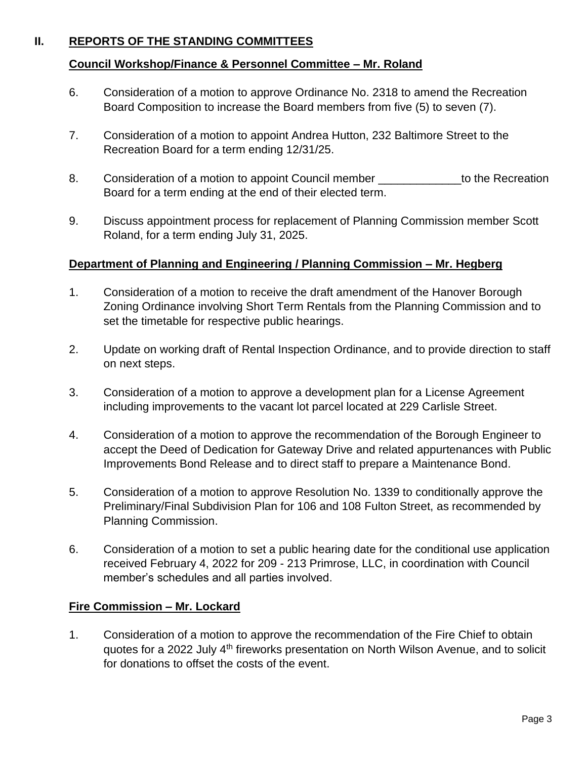## II. REPORTS OF THE STANDING COMMITTEES

### Council Workshop/Finance & Personnel Committee – Mr. Roland

6. Consideration of a motion to approve Ordinance No. 2318 to amend the Recreation Board Composition to increase the Board members from five (5) to seven (7).

7. Consideration of a motion to appoint Andrea Hutton, 232 Baltimore Street to the Recreation Board for a term ending 12/31/25.

8. Consideration of a motion to appoint Council member _____________to the Recreation Board for a term ending at the end of their elected term.

9. Discuss appointment process for replacement of Planning Commission member Scott Roland, for a term ending July 31, 2025.

### Department of Planning and Engineering / Planning Commission – Mr. Hegberg

1. Consideration of a motion to receive the draft amendment of the Hanover Borough Zoning Ordinance involving Short Term Rentals from the Planning Commission and to set the timetable for respective public hearings.

2. Update on working draft of Rental Inspection Ordinance, and to provide direction to staff on next steps.

3. Consideration of a motion to approve a development plan for a License Agreement including improvements to the vacant lot parcel located at 229 Carlisle Street.

4. Consideration of a motion to approve the recommendation of the Borough Engineer to accept the Deed of Dedication for Gateway Drive and related appurtenances with Public Improvements Bond Release and to direct staff to prepare a Maintenance Bond.

5. Consideration of a motion to approve Resolution No. 1339 to conditionally approve the Preliminary/Final Subdivision Plan for 106 and 108 Fulton Street, as recommended by Planning Commission.

6. Consideration of a motion to set a public hearing date for the conditional use application received February 4, 2022 for 209 - 213 Primrose, LLC, in coordination with Council member's schedules and all parties involved.

### Fire Commission – Mr. Lockard

1. Consideration of a motion to approve the recommendation of the Fire Chief to obtain quotes for a 2022 July 4th fireworks presentation on North Wilson Avenue, and to solicit for donations to offset the costs of the event.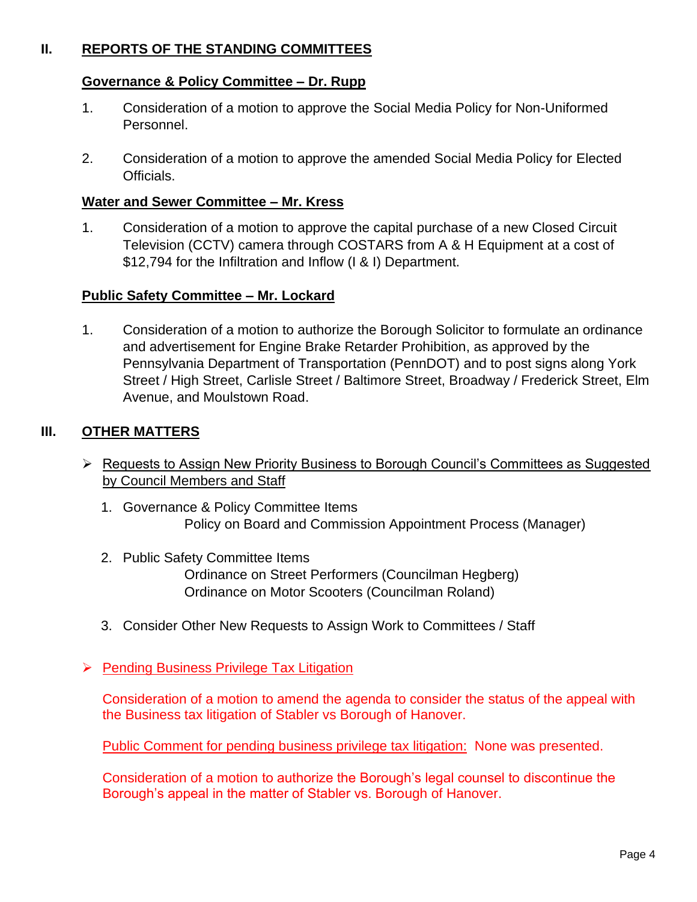## II. REPORTS OF THE STANDING COMMITTEES

### Governance & Policy Committee – Dr. Rupp

1. Consideration of a motion to approve the Social Media Policy for Non-Uniformed Personnel.

2. Consideration of a motion to approve the amended Social Media Policy for Elected Officials.

### Water and Sewer Committee – Mr. Kress

1. Consideration of a motion to approve the capital purchase of a new Closed Circuit Television (CCTV) camera through COSTARS from A & H Equipment at a cost of $12,794 for the Infiltration and Inflow (I & I) Department.

### Public Safety Committee – Mr. Lockard

1. Consideration of a motion to authorize the Borough Solicitor to formulate an ordinance and advertisement for Engine Brake Retarder Prohibition, as approved by the Pennsylvania Department of Transportation (PennDOT) and to post signs along York Street / High Street, Carlisle Street / Baltimore Street, Broadway / Frederick Street, Elm Avenue, and Moulstown Road.

## III. OTHER MATTERS

- Requests to Assign New Priority Business to Borough Council's Committees as Suggested by Council Members and Staff

  1. Governance & Policy Committee Items
     Policy on Board and Commission Appointment Process (Manager)

  2. Public Safety Committee Items
     Ordinance on Street Performers (Councilman Hegberg)
     Ordinance on Motor Scooters (Councilman Roland)

  3. Consider Other New Requests to Assign Work to Committees / Staff

- Pending Business Privilege Tax Litigation

  Consideration of a motion to amend the agenda to consider the status of the appeal with the Business tax litigation of Stabler vs Borough of Hanover.

  Public Comment for pending business privilege tax litigation: None was presented.

  Consideration of a motion to authorize the Borough's legal counsel to discontinue the Borough's appeal in the matter of Stabler vs. Borough of Hanover.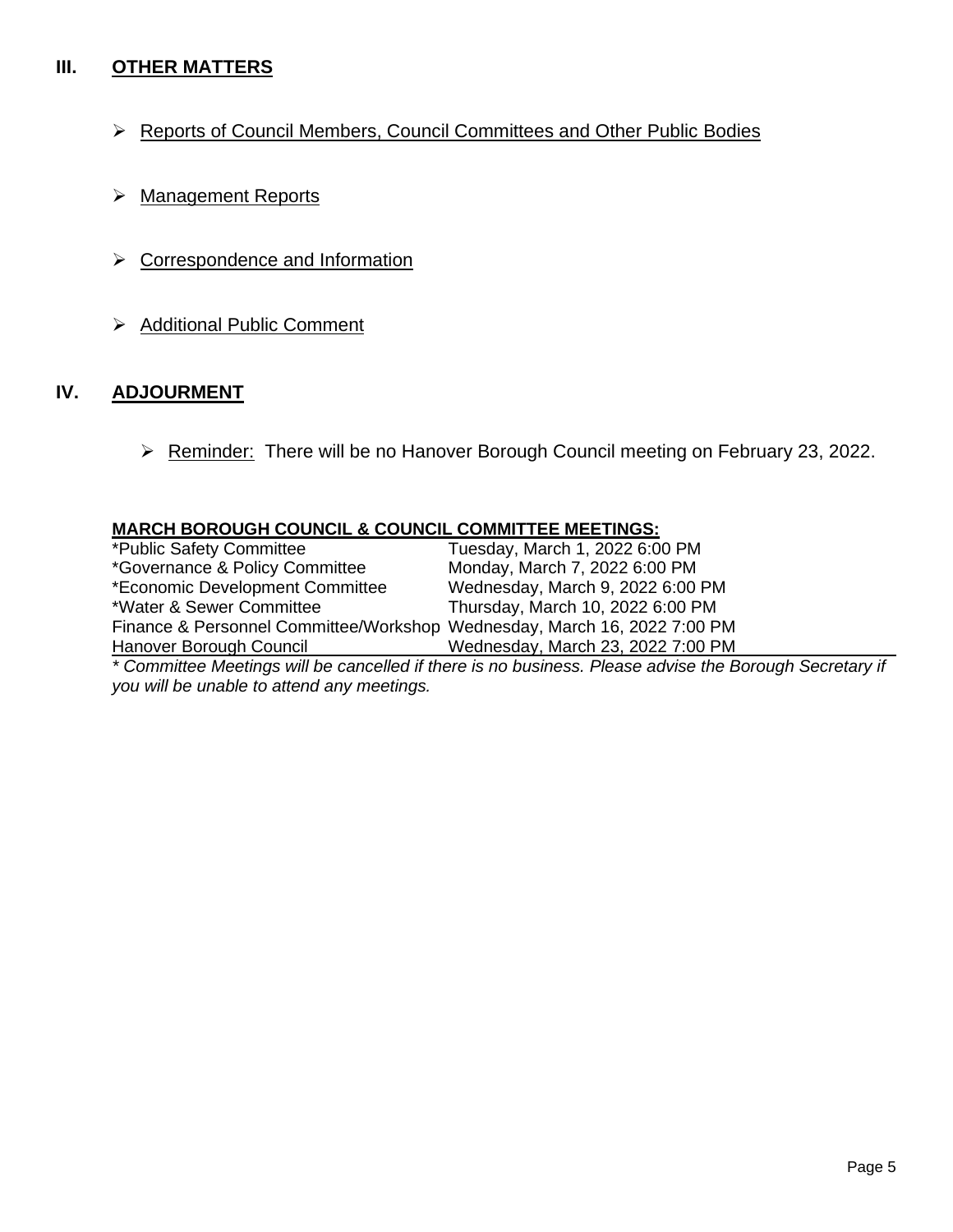## III. OTHER MATTERS

- Reports of Council Members, Council Committees and Other Public Bodies
- Management Reports
- Correspondence and Information
- Additional Public Comment

## IV. ADJOURMENT

- Reminder: There will be no Hanover Borough Council meeting on February 23, 2022.

**MARCH BOROUGH COUNCIL & COUNCIL COMMITTEE MEETINGS:**

| | |
|---|---|
| *Public Safety Committee | Tuesday, March 1, 2022 6:00 PM |
| *Governance & Policy Committee | Monday, March 7, 2022 6:00 PM |
| *Economic Development Committee | Wednesday, March 9, 2022 6:00 PM |
| *Water & Sewer Committee | Thursday, March 10, 2022 6:00 PM |
| Finance & Personnel Committee/Workshop | Wednesday, March 16, 2022 7:00 PM |
| Hanover Borough Council | Wednesday, March 23, 2022 7:00 PM |

*\* Committee Meetings will be cancelled if there is no business. Please advise the Borough Secretary if you will be unable to attend any meetings.*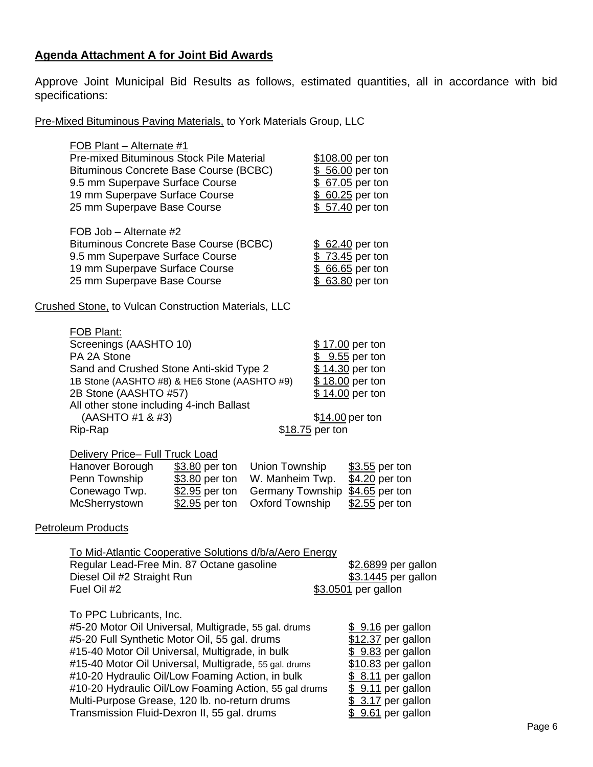**Agenda Attachment A for Joint Bid Awards**

Approve Joint Municipal Bid Results as follows, estimated quantities, all in accordance with bid specifications:

Pre-Mixed Bituminous Paving Materials, to York Materials Group, LLC

FOB Plant – Alternate #1

| Item | Price |
|---|---|
| Pre-mixed Bituminous Stock Pile Material | $108.00 per ton |
| Bituminous Concrete Base Course (BCBC) | $ 56.00 per ton |
| 9.5 mm Superpave Surface Course | $ 67.05 per ton |
| 19 mm Superpave Surface Course | $ 60.25 per ton |
| 25 mm Superpave Base Course | $ 57.40 per ton |

FOB Job – Alternate #2

| Item | Price |
|---|---|
| Bituminous Concrete Base Course (BCBC) | $ 62.40 per ton |
| 9.5 mm Superpave Surface Course | $ 73.45 per ton |
| 19 mm Superpave Surface Course | $ 66.65 per ton |
| 25 mm Superpave Base Course | $ 63.80 per ton |

Crushed Stone, to Vulcan Construction Materials, LLC

FOB Plant:

| Item | Price |
|---|---|
| Screenings (AASHTO 10) | $ 17.00 per ton |
| PA 2A Stone | $ 9.55 per ton |
| Sand and Crushed Stone Anti-skid Type 2 | $ 14.30 per ton |
| 1B Stone (AASHTO #8) & HE6 Stone (AASHTO #9) | $ 18.00 per ton |
| 2B Stone (AASHTO #57) | $ 14.00 per ton |
| All other stone including 4-inch Ballast (AASHTO #1 & #3) | $14.00 per ton |
| Rip-Rap | $18.75 per ton |

Delivery Price– Full Truck Load

| Municipality | Price | Municipality | Price |
|---|---|---|---|
| Hanover Borough | $3.80 per ton | Union Township | $3.55 per ton |
| Penn Township | $3.80 per ton | W. Manheim Twp. | $4.20 per ton |
| Conewago Twp. | $2.95 per ton | Germany Township | $4.65 per ton |
| McSherrystown | $2.95 per ton | Oxford Township | $2.55 per ton |

Petroleum Products

To Mid-Atlantic Cooperative Solutions d/b/a/Aero Energy

| Item | Price |
|---|---|
| Regular Lead-Free Min. 87 Octane gasoline | $2.6899 per gallon |
| Diesel Oil #2 Straight Run | $3.1445 per gallon |
| Fuel Oil #2 | $3.0501 per gallon |

To PPC Lubricants, Inc.

| Item | Price |
|---|---|
| #5-20 Motor Oil Universal, Multigrade, 55 gal. drums | $ 9.16 per gallon |
| #5-20 Full Synthetic Motor Oil, 55 gal. drums | $12.37 per gallon |
| #15-40 Motor Oil Universal, Multigrade, in bulk | $ 9.83 per gallon |
| #15-40 Motor Oil Universal, Multigrade, 55 gal. drums | $10.83 per gallon |
| #10-20 Hydraulic Oil/Low Foaming Action, in bulk | $ 8.11 per gallon |
| #10-20 Hydraulic Oil/Low Foaming Action, 55 gal drums | $ 9.11 per gallon |
| Multi-Purpose Grease, 120 lb. no-return drums | $ 3.17 per gallon |
| Transmission Fluid-Dexron II, 55 gal. drums | $ 9.61 per gallon |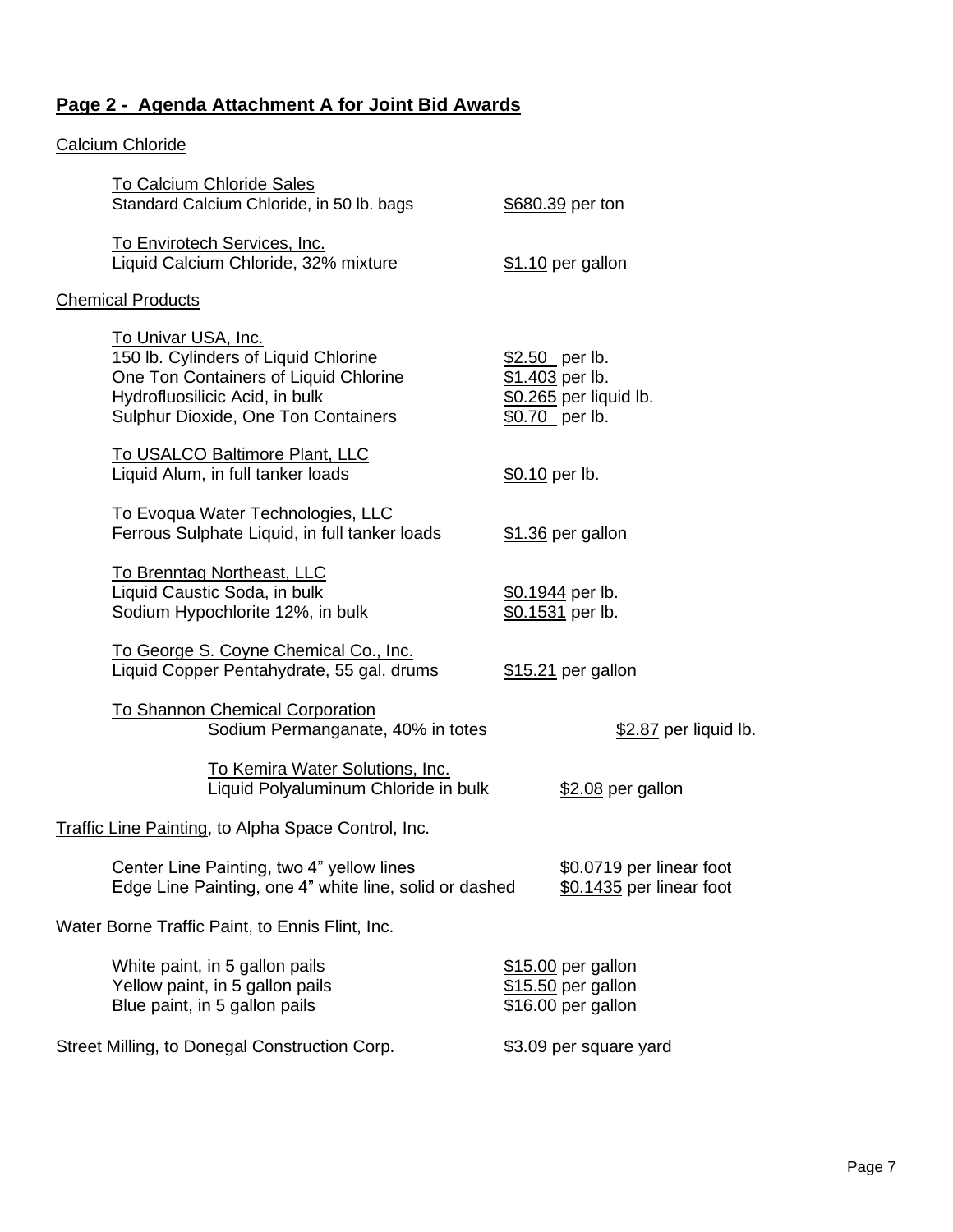## Page 2 - Agenda Attachment A for Joint Bid Awards

Calcium Chloride

To Calcium Chloride Sales

| | |
|---|---|
| Standard Calcium Chloride, in 50 lb. bags | $680.39 per ton |

To Envirotech Services, Inc.

| | |
|---|---|
| Liquid Calcium Chloride, 32% mixture | $1.10 per gallon |

Chemical Products

To Univar USA, Inc.

| | |
|---|---|
| 150 lb. Cylinders of Liquid Chlorine | $2.50 per lb. |
| One Ton Containers of Liquid Chlorine | $1.403 per lb. |
| Hydrofluosilicic Acid, in bulk | $0.265 per liquid lb. |
| Sulphur Dioxide, One Ton Containers | $0.70 per lb. |

To USALCO Baltimore Plant, LLC

| | |
|---|---|
| Liquid Alum, in full tanker loads | $0.10 per lb. |

To Evoqua Water Technologies, LLC

| | |
|---|---|
| Ferrous Sulphate Liquid, in full tanker loads | $1.36 per gallon |

To Brenntag Northeast, LLC

| | |
|---|---|
| Liquid Caustic Soda, in bulk | $0.1944 per lb. |
| Sodium Hypochlorite 12%, in bulk | $0.1531 per lb. |

To George S. Coyne Chemical Co., Inc.

| | |
|---|---|
| Liquid Copper Pentahydrate, 55 gal. drums | $15.21 per gallon |

To Shannon Chemical Corporation

| | |
|---|---|
| Sodium Permanganate, 40% in totes | $2.87 per liquid lb. |

To Kemira Water Solutions, Inc.

| | |
|---|---|
| Liquid Polyaluminum Chloride in bulk | $2.08 per gallon |

Traffic Line Painting, to Alpha Space Control, Inc.

| | |
|---|---|
| Center Line Painting, two 4" yellow lines | $0.0719 per linear foot |
| Edge Line Painting, one 4" white line, solid or dashed | $0.1435 per linear foot |

Water Borne Traffic Paint, to Ennis Flint, Inc.

| | |
|---|---|
| White paint, in 5 gallon pails | $15.00 per gallon |
| Yellow paint, in 5 gallon pails | $15.50 per gallon |
| Blue paint, in 5 gallon pails | $16.00 per gallon |

Street Milling, to Donegal Construction Corp. $3.09 per square yard